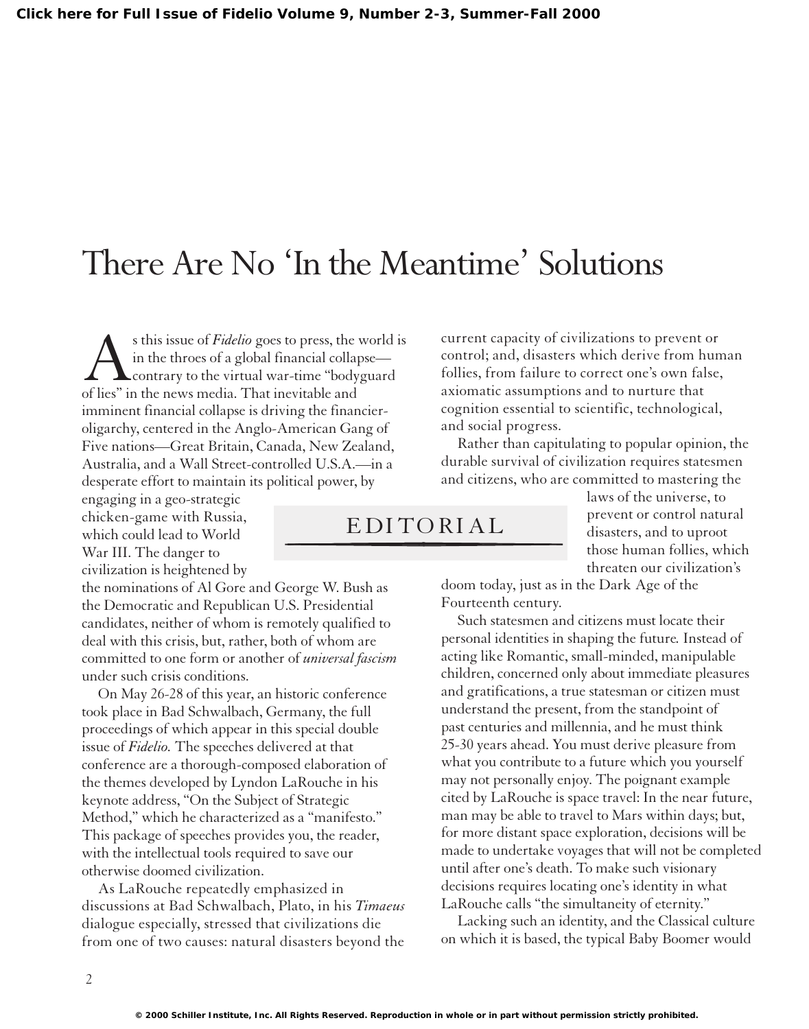# There Are No 'In the Meantime' Solutions

EDITORIAL

As this issue of *Fidelio* goes to press, the world is in the throes of a global financial collapse—contrary to the virtual war-time "bodyguard of lies" in the news media. That inevitable and imminent financial collapse is driving the financier-oligarchy, centered in the Anglo-American Gang of Five nations—Great Britain, Canada, New Zealand, Australia, and a Wall Street-controlled U.S.A.—in a desperate effort to maintain its political power, by engaging in a geo-strategic chicken-game with Russia, which could lead to World War III. The danger to civilization is heightened by the nominations of Al Gore and George W. Bush as the Democratic and Republican U.S. Presidential candidates, neither of whom is remotely qualified to deal with this crisis, but, rather, both of whom are committed to one form or another of *universal fascism* under such crisis conditions.

On May 26-28 of this year, an historic conference took place in Bad Schwalbach, Germany, the full proceedings of which appear in this special double issue of *Fidelio.* The speeches delivered at that conference are a thorough-composed elaboration of the themes developed by Lyndon LaRouche in his keynote address, "On the Subject of Strategic Method," which he characterized as a "manifesto." This package of speeches provides you, the reader, with the intellectual tools required to save our otherwise doomed civilization.

As LaRouche repeatedly emphasized in discussions at Bad Schwalbach, Plato, in his *Timaeus* dialogue especially, stressed that civilizations die from one of two causes: natural disasters beyond the current capacity of civilizations to prevent or control; and, disasters which derive from human follies, from failure to correct one's own false, axiomatic assumptions and to nurture that cognition essential to scientific, technological, and social progress.

Rather than capitulating to popular opinion, the durable survival of civilization requires statesmen and citizens, who are committed to mastering the laws of the universe, to prevent or control natural disasters, and to uproot those human follies, which threaten our civilization's doom today, just as in the Dark Age of the Fourteenth century.

Such statesmen and citizens must locate their personal identities in shaping the future. Instead of acting like Romantic, small-minded, manipulable children, concerned only about immediate pleasures and gratifications, a true statesman or citizen must understand the present, from the standpoint of past centuries and millennia, and he must think 25-30 years ahead. You must derive pleasure from what you contribute to a future which you yourself may not personally enjoy. The poignant example cited by LaRouche is space travel: In the near future, man may be able to travel to Mars within days; but, for more distant space exploration, decisions will be made to undertake voyages that will not be completed until after one's death. To make such visionary decisions requires locating one's identity in what LaRouche calls "the simultaneity of eternity."

Lacking such an identity, and the Classical culture on which it is based, the typical Baby Boomer would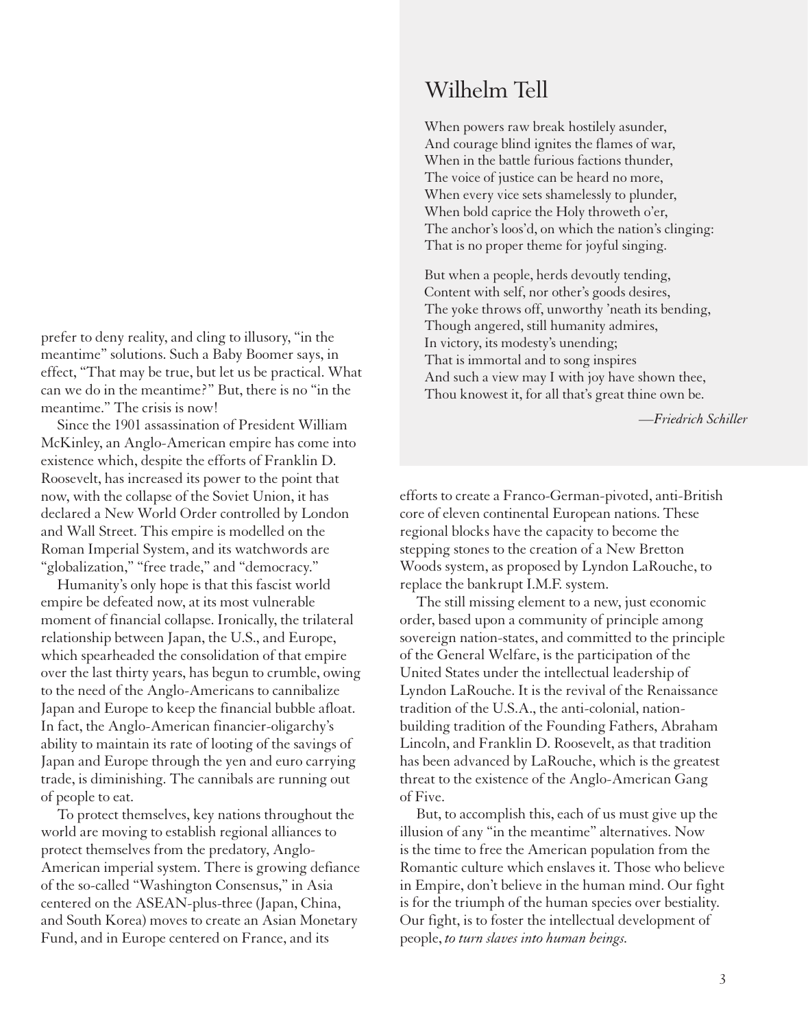prefer to deny reality, and cling to illusory, "in the meantime" solutions. Such a Baby Boomer says, in effect, "That may be true, but let us be practical. What can we do in the meantime?" But, there is no "in the meantime." The crisis is now!

Since the 1901 assassination of President William McKinley, an Anglo-American empire has come into existence which, despite the efforts of Franklin D. Roosevelt, has increased its power to the point that now, with the collapse of the Soviet Union, it has declared a New World Order controlled by London and Wall Street. This empire is modelled on the Roman Imperial System, and its watchwords are "globalization," "free trade," and "democracy."

Humanity's only hope is that this fascist world empire be defeated now, at its most vulnerable moment of financial collapse. Ironically, the trilateral relationship between Japan, the U.S., and Europe, which spearheaded the consolidation of that empire over the last thirty years, has begun to crumble, owing to the need of the Anglo-Americans to cannibalize Japan and Europe to keep the financial bubble afloat. In fact, the Anglo-American financier-oligarchy's ability to maintain its rate of looting of the savings of Japan and Europe through the yen and euro carrying trade, is diminishing. The cannibals are running out of people to eat.

To protect themselves, key nations throughout the world are moving to establish regional alliances to protect themselves from the predatory, Anglo-American imperial system. There is growing defiance of the so-called "Washington Consensus," in Asia centered on the ASEAN-plus-three (Japan, China, and South Korea) moves to create an Asian Monetary Fund, and in Europe centered on France, and its efforts to create a Franco-German-pivoted, anti-British core of eleven continental European nations. These regional blocks have the capacity to become the stepping stones to the creation of a New Bretton Woods system, as proposed by Lyndon LaRouche, to replace the bankrupt I.M.F. system.

The still missing element to a new, just economic order, based upon a community of principle among sovereign nation-states, and committed to the principle of the General Welfare, is the participation of the United States under the intellectual leadership of Lyndon LaRouche. It is the revival of the Renaissance tradition of the U.S.A., the anti-colonial, nation-building tradition of the Founding Fathers, Abraham Lincoln, and Franklin D. Roosevelt, as that tradition has been advanced by LaRouche, which is the greatest threat to the existence of the Anglo-American Gang of Five.

But, to accomplish this, each of us must give up the illusion of any "in the meantime" alternatives. Now is the time to free the American population from the Romantic culture which enslaves it. Those who believe in Empire, don't believe in the human mind. Our fight is for the triumph of the human species over bestiality. Our fight, is to foster the intellectual development of people, *to turn slaves into human beings.*

## Wilhelm Tell

When powers raw break hostilely asunder,
And courage blind ignites the flames of war,
When in the battle furious factions thunder,
The voice of justice can be heard no more,
When every vice sets shamelessly to plunder,
When bold caprice the Holy throweth o'er,
The anchor's loos'd, on which the nation's clinging:
That is no proper theme for joyful singing.

But when a people, herds devoutly tending,
Content with self, nor other's goods desires,
The yoke throws off, unworthy 'neath its bending,
Though angered, still humanity admires,
In victory, its modesty's unending;
That is immortal and to song inspires
And such a view may I with joy have shown thee,
Thou knowest it, for all that's great thine own be.

—*Friedrich Schiller*